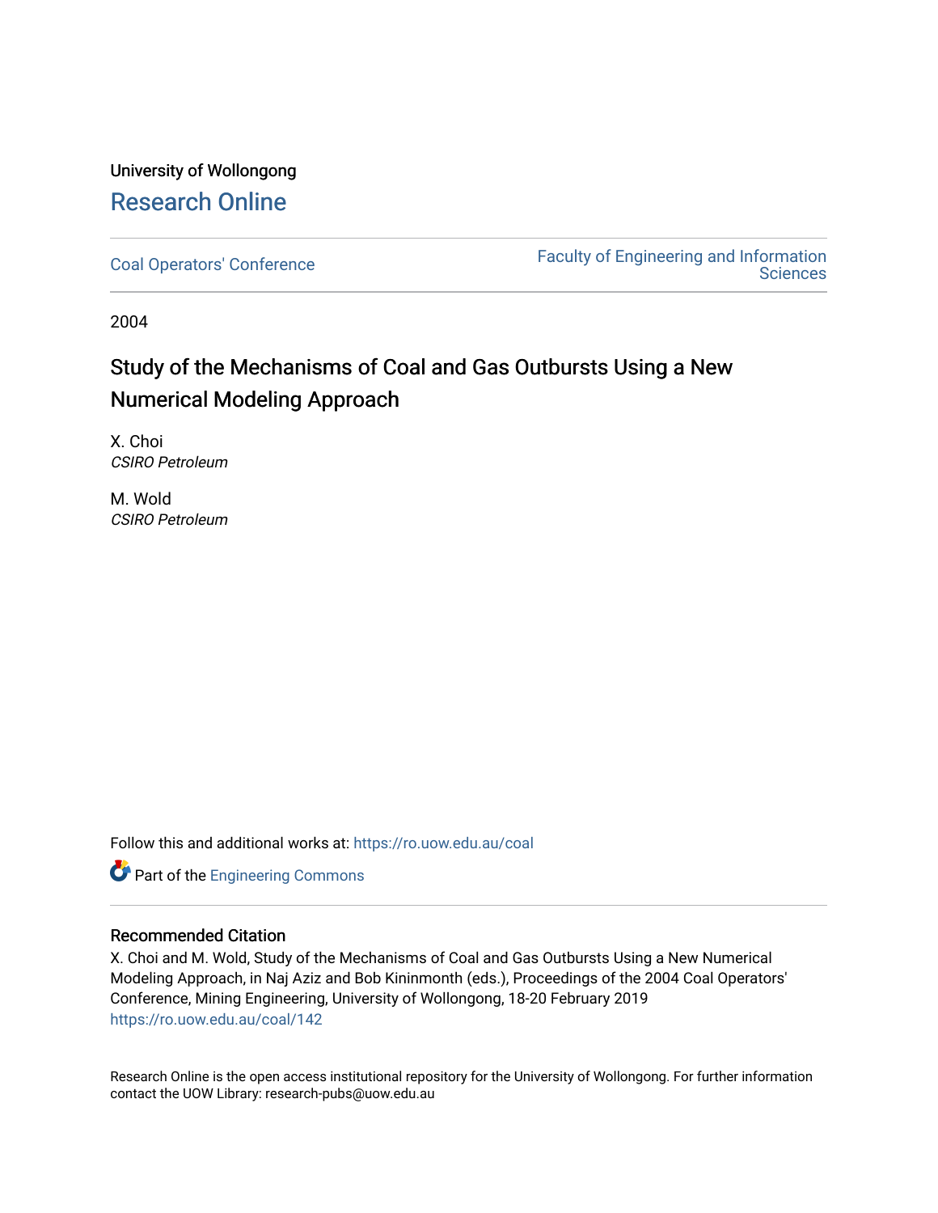University of Wollongong

# Research Online

Coal Operators' Conference

Faculty of Engineering and Information Sciences

2004

# Study of the Mechanisms of Coal and Gas Outbursts Using a New Numerical Modeling Approach

X. Choi
*CSIRO Petroleum*

M. Wold
*CSIRO Petroleum*

Follow this and additional works at: https://ro.uow.edu.au/coal

Part of the Engineering Commons

## Recommended Citation

X. Choi and M. Wold, Study of the Mechanisms of Coal and Gas Outbursts Using a New Numerical Modeling Approach, in Naj Aziz and Bob Kininmonth (eds.), Proceedings of the 2004 Coal Operators' Conference, Mining Engineering, University of Wollongong, 18-20 February 2019
https://ro.uow.edu.au/coal/142

Research Online is the open access institutional repository for the University of Wollongong. For further information contact the UOW Library: research-pubs@uow.edu.au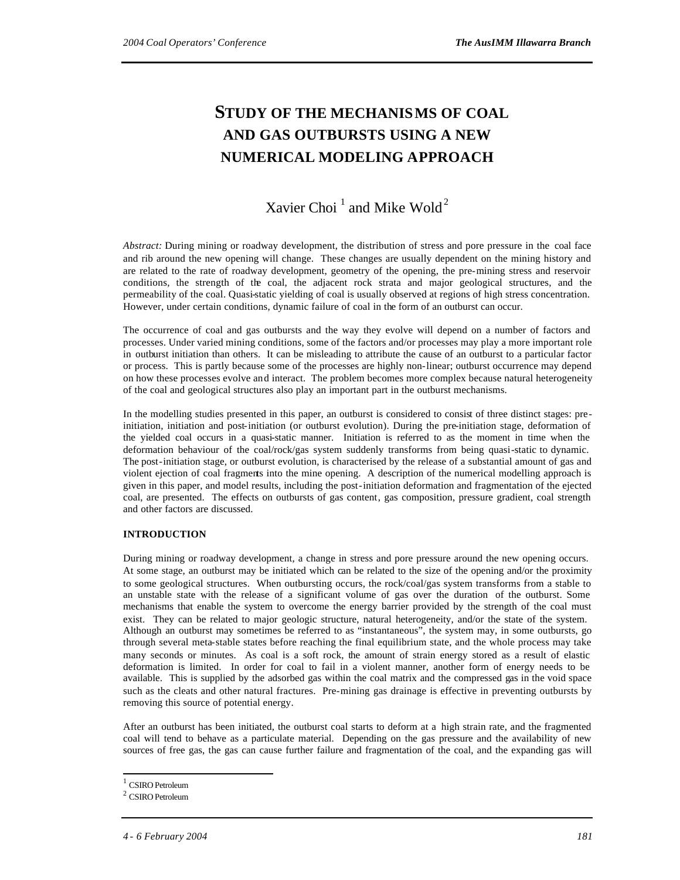# STUDY OF THE MECHANISMS OF COAL AND GAS OUTBURSTS USING A NEW NUMERICAL MODELING APPROACH

Xavier Choi [1] and Mike Wold [2]

*Abstract:* During mining or roadway development, the distribution of stress and pore pressure in the coal face and rib around the new opening will change. These changes are usually dependent on the mining history and are related to the rate of roadway development, geometry of the opening, the pre-mining stress and reservoir conditions, the strength of the coal, the adjacent rock strata and major geological structures, and the permeability of the coal. Quasi-static yielding of coal is usually observed at regions of high stress concentration. However, under certain conditions, dynamic failure of coal in the form of an outburst can occur.

The occurrence of coal and gas outbursts and the way they evolve will depend on a number of factors and processes. Under varied mining conditions, some of the factors and/or processes may play a more important role in outburst initiation than others. It can be misleading to attribute the cause of an outburst to a particular factor or process. This is partly because some of the processes are highly non-linear; outburst occurrence may depend on how these processes evolve and interact. The problem becomes more complex because natural heterogeneity of the coal and geological structures also play an important part in the outburst mechanisms.

In the modelling studies presented in this paper, an outburst is considered to consist of three distinct stages: pre-initiation, initiation and post-initiation (or outburst evolution). During the pre-initiation stage, deformation of the yielded coal occurs in a quasi-static manner. Initiation is referred to as the moment in time when the deformation behaviour of the coal/rock/gas system suddenly transforms from being quasi-static to dynamic. The post-initiation stage, or outburst evolution, is characterised by the release of a substantial amount of gas and violent ejection of coal fragments into the mine opening. A description of the numerical modelling approach is given in this paper, and model results, including the post-initiation deformation and fragmentation of the ejected coal, are presented. The effects on outbursts of gas content, gas composition, pressure gradient, coal strength and other factors are discussed.

## INTRODUCTION

During mining or roadway development, a change in stress and pore pressure around the new opening occurs. At some stage, an outburst may be initiated which can be related to the size of the opening and/or the proximity to some geological structures. When outbursting occurs, the rock/coal/gas system transforms from a stable to an unstable state with the release of a significant volume of gas over the duration of the outburst. Some mechanisms that enable the system to overcome the energy barrier provided by the strength of the coal must exist. They can be related to major geologic structure, natural heterogeneity, and/or the state of the system. Although an outburst may sometimes be referred to as "instantaneous", the system may, in some outbursts, go through several meta-stable states before reaching the final equilibrium state, and the whole process may take many seconds or minutes. As coal is a soft rock, the amount of strain energy stored as a result of elastic deformation is limited. In order for coal to fail in a violent manner, another form of energy needs to be available. This is supplied by the adsorbed gas within the coal matrix and the compressed gas in the void space such as the cleats and other natural fractures. Pre-mining gas drainage is effective in preventing outbursts by removing this source of potential energy.

After an outburst has been initiated, the outburst coal starts to deform at a high strain rate, and the fragmented coal will tend to behave as a particulate material. Depending on the gas pressure and the availability of new sources of free gas, the gas can cause further failure and fragmentation of the coal, and the expanding gas will

---

[1] CSIRO Petroleum

[2] CSIRO Petroleum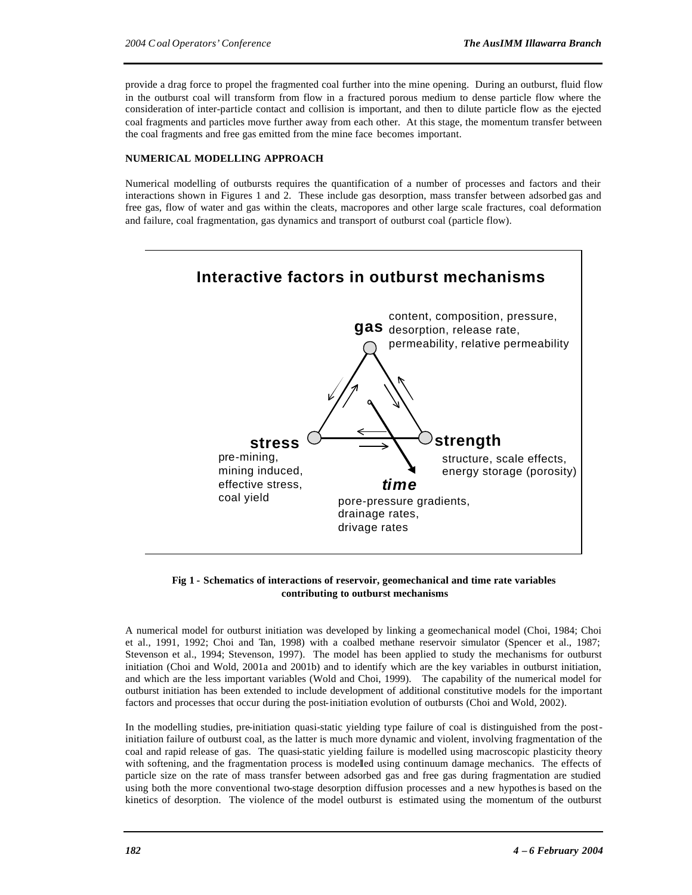provide a drag force to propel the fragmented coal further into the mine opening. During an outburst, fluid flow in the outburst coal will transform from flow in a fractured porous medium to dense particle flow where the consideration of inter-particle contact and collision is important, and then to dilute particle flow as the ejected coal fragments and particles move further away from each other. At this stage, the momentum transfer between the coal fragments and free gas emitted from the mine face becomes important.

## NUMERICAL MODELLING APPROACH

Numerical modelling of outbursts requires the quantification of a number of processes and factors and their interactions shown in Figures 1 and 2. These include gas desorption, mass transfer between adsorbed gas and free gas, flow of water and gas within the cleats, macropores and other large scale fractures, coal deformation and failure, coal fragmentation, gas dynamics and transport of outburst coal (particle flow).

Interactive factors in outburst mechanisms

gas

content, composition, pressure, desorption, release rate, permeability, relative permeability

stress

pre-mining, mining induced, effective stress, coal yield

strength

structure, scale effects, energy storage (porosity)

time

pore-pressure gradients, drainage rates, drivage rates

**Fig 1 - Schematics of interactions of reservoir, geomechanical and time rate variables contributing to outburst mechanisms**

A numerical model for outburst initiation was developed by linking a geomechanical model (Choi, 1984; Choi et al., 1991, 1992; Choi and Tan, 1998) with a coalbed methane reservoir simulator (Spencer et al., 1987; Stevenson et al., 1994; Stevenson, 1997). The model has been applied to study the mechanisms for outburst initiation (Choi and Wold, 2001a and 2001b) and to identify which are the key variables in outburst initiation, and which are the less important variables (Wold and Choi, 1999). The capability of the numerical model for outburst initiation has been extended to include development of additional constitutive models for the important factors and processes that occur during the post-initiation evolution of outbursts (Choi and Wold, 2002).

In the modelling studies, pre-initiation quasi-static yielding type failure of coal is distinguished from the post-initiation failure of outburst coal, as the latter is much more dynamic and violent, involving fragmentation of the coal and rapid release of gas. The quasi-static yielding failure is modelled using macroscopic plasticity theory with softening, and the fragmentation process is modelled using continuum damage mechanics. The effects of particle size on the rate of mass transfer between adsorbed gas and free gas during fragmentation are studied using both the more conventional two-stage desorption diffusion processes and a new hypothesis is based on the kinetics of desorption. The violence of the model outburst is estimated using the momentum of the outburst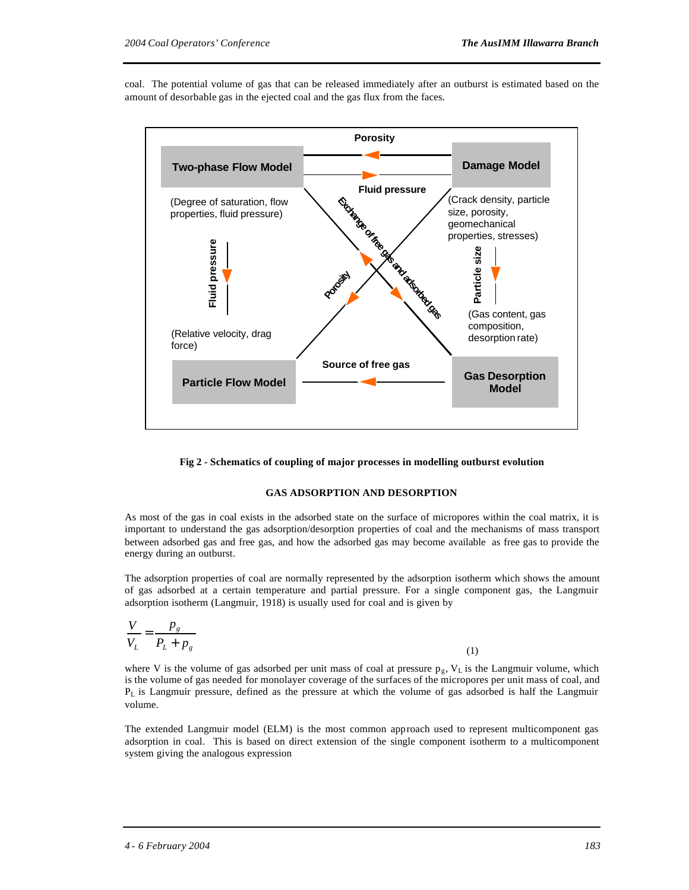coal. The potential volume of gas that can be released immediately after an outburst is estimated based on the amount of desorbable gas in the ejected coal and the gas flux from the faces.

Porosity

Two-phase Flow Model

Damage Model

Fluid pressure

(Degree of saturation, flow properties, fluid pressure)

(Crack density, particle size, porosity, geomechanical properties, stresses)

Exchange of free gas and adsorbed gas

Fluid pressure

Porosity

Particle size

(Gas content, gas composition, desorption rate)

(Relative velocity, drag force)

Source of free gas

Particle Flow Model

Gas Desorption Model

**Fig 2 - Schematics of coupling of major processes in modelling outburst evolution**

## GAS ADSORPTION AND DESORPTION

As most of the gas in coal exists in the adsorbed state on the surface of micropores within the coal matrix, it is important to understand the gas adsorption/desorption properties of coal and the mechanisms of mass transport between adsorbed gas and free gas, and how the adsorbed gas may become available as free gas to provide the energy during an outburst.

The adsorption properties of coal are normally represented by the adsorption isotherm which shows the amount of gas adsorbed at a certain temperature and partial pressure. For a single component gas, the Langmuir adsorption isotherm (Langmuir, 1918) is usually used for coal and is given by

$$\frac{V}{V_L} = \frac{p_g}{P_L + p_g} \tag{1}$$

where V is the volume of gas adsorbed per unit mass of coal at pressure $p_g$, $V_L$ is the Langmuir volume, which is the volume of gas needed for monolayer coverage of the surfaces of the micropores per unit mass of coal, and $P_L$ is Langmuir pressure, defined as the pressure at which the volume of gas adsorbed is half the Langmuir volume.

The extended Langmuir model (ELM) is the most common approach used to represent multicomponent gas adsorption in coal. This is based on direct extension of the single component isotherm to a multicomponent system giving the analogous expression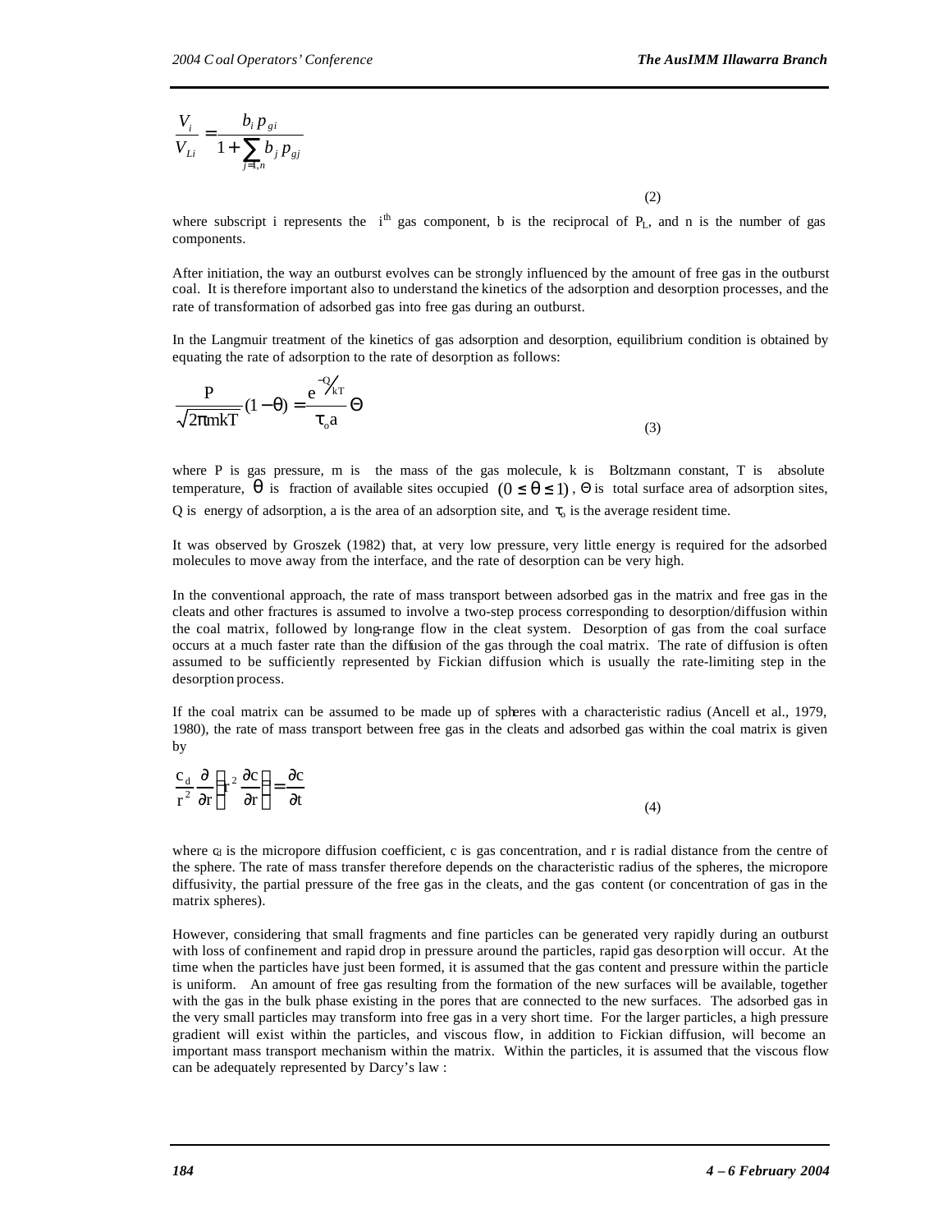$$\frac{V_i}{V_{Li}} = \frac{b_i p_{gi}}{1 + \sum_{j=1,n} b_j p_{gj}} \tag{2}$$

where subscript i represents the $i^{th}$ gas component, b is the reciprocal of $P_L$, and n is the number of gas components.

After initiation, the way an outburst evolves can be strongly influenced by the amount of free gas in the outburst coal. It is therefore important also to understand the kinetics of the adsorption and desorption processes, and the rate of transformation of adsorbed gas into free gas during an outburst.

In the Langmuir treatment of the kinetics of gas adsorption and desorption, equilibrium condition is obtained by equating the rate of adsorption to the rate of desorption as follows:

$$\frac{P}{\sqrt{2\pi mkT}}(1-\theta) = \frac{e^{-Q/kT}}{\tau_o a}\Theta \tag{3}$$

where P is gas pressure, m is the mass of the gas molecule, k is Boltzmann constant, T is absolute temperature, $\theta$ is fraction of available sites occupied $(0 \leq \theta \leq 1)$, $\Theta$ is total surface area of adsorption sites, Q is energy of adsorption, a is the area of an adsorption site, and $\tau_o$ is the average resident time.

It was observed by Groszek (1982) that, at very low pressure, very little energy is required for the adsorbed molecules to move away from the interface, and the rate of desorption can be very high.

In the conventional approach, the rate of mass transport between adsorbed gas in the matrix and free gas in the cleats and other fractures is assumed to involve a two-step process corresponding to desorption/diffusion within the coal matrix, followed by long-range flow in the cleat system. Desorption of gas from the coal surface occurs at a much faster rate than the diffusion of the gas through the coal matrix. The rate of diffusion is often assumed to be sufficiently represented by Fickian diffusion which is usually the rate-limiting step in the desorption process.

If the coal matrix can be assumed to be made up of spheres with a characteristic radius (Ancell et al., 1979, 1980), the rate of mass transport between free gas in the cleats and adsorbed gas within the coal matrix is given by

$$\frac{c_d}{r^2}\frac{\partial}{\partial r}\left(r^2\frac{\partial c}{\partial r}\right) = \frac{\partial c}{\partial t} \tag{4}$$

where $c_d$ is the micropore diffusion coefficient, c is gas concentration, and r is radial distance from the centre of the sphere. The rate of mass transfer therefore depends on the characteristic radius of the spheres, the micropore diffusivity, the partial pressure of the free gas in the cleats, and the gas content (or concentration of gas in the matrix spheres).

However, considering that small fragments and fine particles can be generated very rapidly during an outburst with loss of confinement and rapid drop in pressure around the particles, rapid gas desorption will occur. At the time when the particles have just been formed, it is assumed that the gas content and pressure within the particle is uniform. An amount of free gas resulting from the formation of the new surfaces will be available, together with the gas in the bulk phase existing in the pores that are connected to the new surfaces. The adsorbed gas in the very small particles may transform into free gas in a very short time. For the larger particles, a high pressure gradient will exist within the particles, and viscous flow, in addition to Fickian diffusion, will become an important mass transport mechanism within the matrix. Within the particles, it is assumed that the viscous flow can be adequately represented by Darcy's law :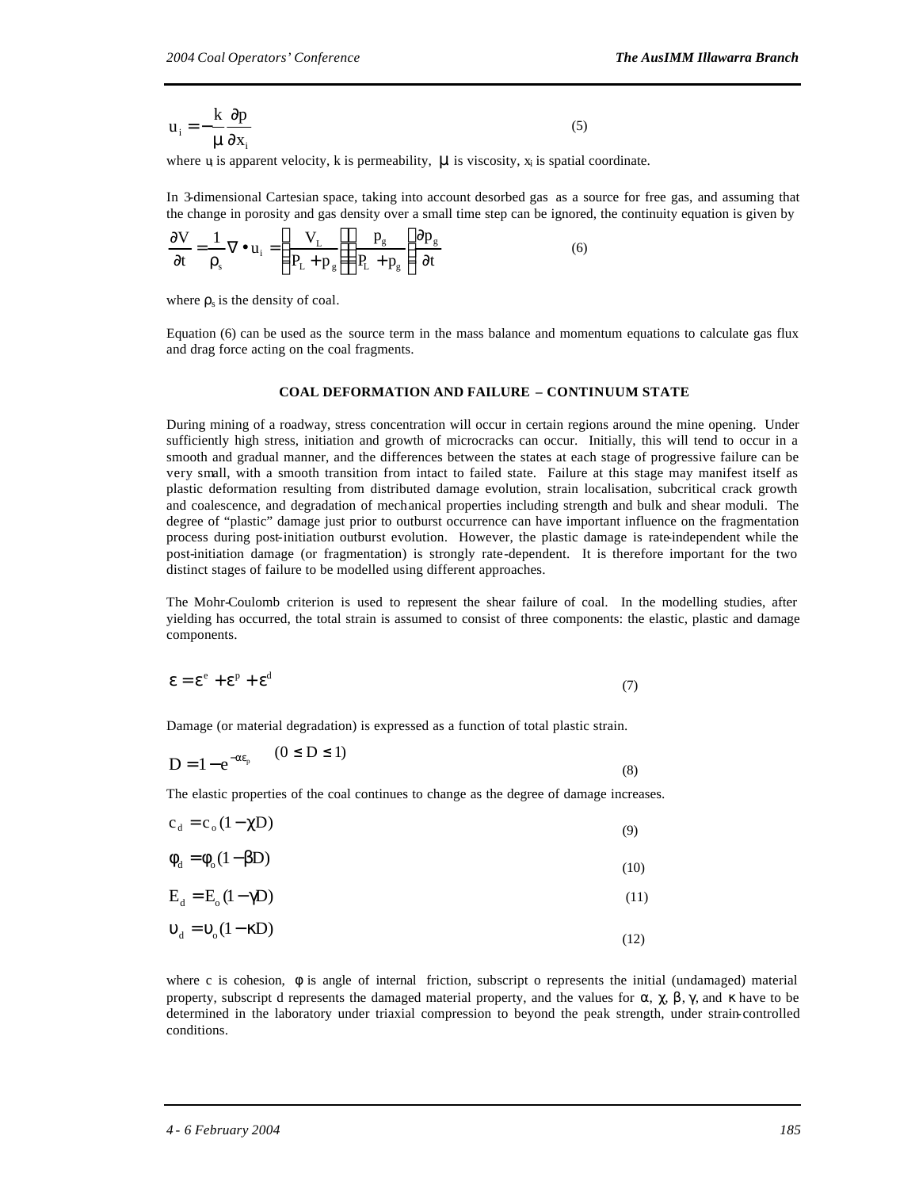$$u_i = -\frac{k}{\mu}\frac{\partial p}{\partial x_i} \tag{5}$$

where $u_i$ is apparent velocity, k is permeability, $\mu$ is viscosity, $x_i$ is spatial coordinate.

In 3-dimensional Cartesian space, taking into account desorbed gas as a source for free gas, and assuming that the change in porosity and gas density over a small time step can be ignored, the continuity equation is given by

$$\frac{\partial V}{\partial t} = \frac{1}{\rho_s}\nabla \bullet u_i = \left(\frac{V_L}{P_L + p_g}\right)\left(\frac{p_g}{P_L + p_g}\right)\frac{\partial p_g}{\partial t} \tag{6}$$

where $\rho_s$ is the density of coal.

Equation (6) can be used as the source term in the mass balance and momentum equations to calculate gas flux and drag force acting on the coal fragments.

## COAL DEFORMATION AND FAILURE – CONTINUUM STATE

During mining of a roadway, stress concentration will occur in certain regions around the mine opening. Under sufficiently high stress, initiation and growth of microcracks can occur. Initially, this will tend to occur in a smooth and gradual manner, and the differences between the states at each stage of progressive failure can be very small, with a smooth transition from intact to failed state. Failure at this stage may manifest itself as plastic deformation resulting from distributed damage evolution, strain localisation, subcritical crack growth and coalescence, and degradation of mechanical properties including strength and bulk and shear moduli. The degree of "plastic" damage just prior to outburst occurrence can have important influence on the fragmentation process during post-initiation outburst evolution. However, the plastic damage is rate-independent while the post-initiation damage (or fragmentation) is strongly rate-dependent. It is therefore important for the two distinct stages of failure to be modelled using different approaches.

The Mohr-Coulomb criterion is used to represent the shear failure of coal. In the modelling studies, after yielding has occurred, the total strain is assumed to consist of three components: the elastic, plastic and damage components.

$$\varepsilon = \varepsilon^e + \varepsilon^p + \varepsilon^d \tag{7}$$

Damage (or material degradation) is expressed as a function of total plastic strain.

$$D = 1 - e^{-\alpha\varepsilon_p} \quad (0 \le D \le 1) \tag{8}$$

The elastic properties of the coal continues to change as the degree of damage increases.

$$c_d = c_o(1 - \chi D) \tag{9}$$

$$\phi_d = \phi_o(1 - \beta D) \tag{10}$$

$$E_d = E_o(1 - \gamma D) \tag{11}$$

$$\upsilon_d = \upsilon_o(1 - \kappa D) \tag{12}$$

where c is cohesion, $\phi$ is angle of internal friction, subscript o represents the initial (undamaged) material property, subscript d represents the damaged material property, and the values for $\alpha$, $\chi$, $\beta$, $\gamma$, and $\kappa$ have to be determined in the laboratory under triaxial compression to beyond the peak strength, under strain-controlled conditions.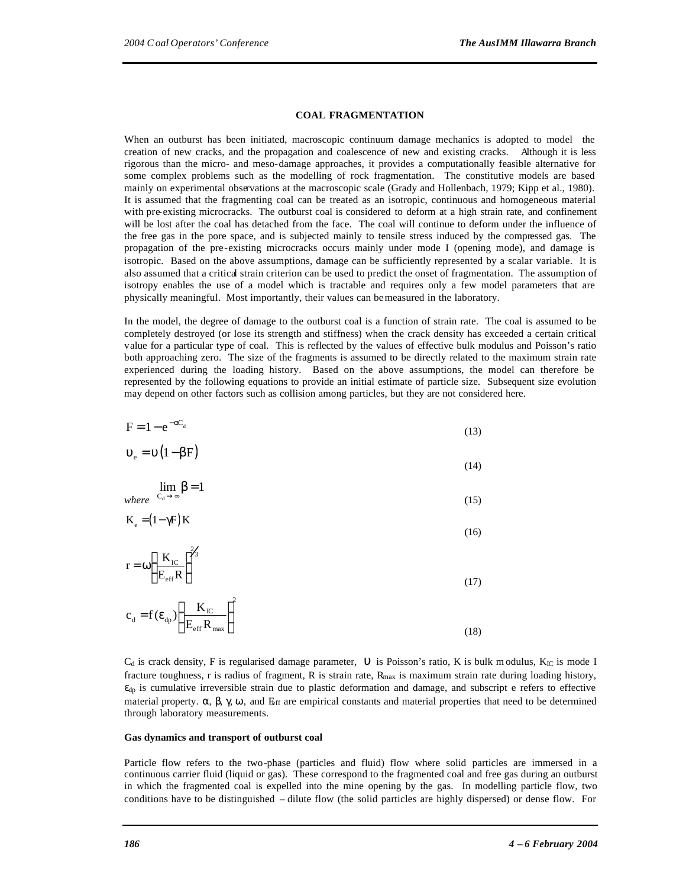### COAL FRAGMENTATION

When an outburst has been initiated, macroscopic continuum damage mechanics is adopted to model the creation of new cracks, and the propagation and coalescence of new and existing cracks. Although it is less rigorous than the micro- and meso-damage approaches, it provides a computationally feasible alternative for some complex problems such as the modelling of rock fragmentation. The constitutive models are based mainly on experimental observations at the macroscopic scale (Grady and Hollenbach, 1979; Kipp et al., 1980). It is assumed that the fragmenting coal can be treated as an isotropic, continuous and homogeneous material with pre-existing microcracks. The outburst coal is considered to deform at a high strain rate, and confinement will be lost after the coal has detached from the face. The coal will continue to deform under the influence of the free gas in the pore space, and is subjected mainly to tensile stress induced by the compressed gas. The propagation of the pre-existing microcracks occurs mainly under mode I (opening mode), and damage is isotropic. Based on the above assumptions, damage can be sufficiently represented by a scalar variable. It is also assumed that a critical strain criterion can be used to predict the onset of fragmentation. The assumption of isotropy enables the use of a model which is tractable and requires only a few model parameters that are physically meaningful. Most importantly, their values can be measured in the laboratory.

In the model, the degree of damage to the outburst coal is a function of strain rate. The coal is assumed to be completely destroyed (or lose its strength and stiffness) when the crack density has exceeded a certain critical value for a particular type of coal. This is reflected by the values of effective bulk modulus and Poisson's ratio both approaching zero. The size of the fragments is assumed to be directly related to the maximum strain rate experienced during the loading history. Based on the above assumptions, the model can therefore be represented by the following equations to provide an initial estimate of particle size. Subsequent size evolution may depend on other factors such as collision among particles, but they are not considered here.

$$F = 1 - e^{-\alpha C_d} \tag{13}$$

$$\upsilon_e = \upsilon\left(1 - \beta F\right) \tag{14}$$

$$\text{where} \quad \lim_{C_d \to \infty} \beta = 1 \tag{15}$$

$$K_e = \left(1 - \gamma F\right) K \tag{16}$$

$$r = \omega \left( \frac{K_{IC}}{E_{eff} R} \right)^{2/3} \tag{17}$$

$$c_d = f(\varepsilon_{dp}) \left( \frac{K_{IC}}{E_{eff} R_{max}} \right)^{2} \tag{18}$$

$C_d$ is crack density, F is regularised damage parameter, $\upsilon$ is Poisson's ratio, K is bulk modulus, $K_{IC}$ is mode I fracture toughness, r is radius of fragment, R is strain rate, $R_{max}$ is maximum strain rate during loading history, $\varepsilon_{dp}$ is cumulative irreversible strain due to plastic deformation and damage, and subscript e refers to effective material property. $\alpha$, $\beta$, $\gamma$, $\omega$, and $E_{eff}$ are empirical constants and material properties that need to be determined through laboratory measurements.

#### Gas dynamics and transport of outburst coal

Particle flow refers to the two-phase (particles and fluid) flow where solid particles are immersed in a continuous carrier fluid (liquid or gas). These correspond to the fragmented coal and free gas during an outburst in which the fragmented coal is expelled into the mine opening by the gas. In modelling particle flow, two conditions have to be distinguished – dilute flow (the solid particles are highly dispersed) or dense flow. For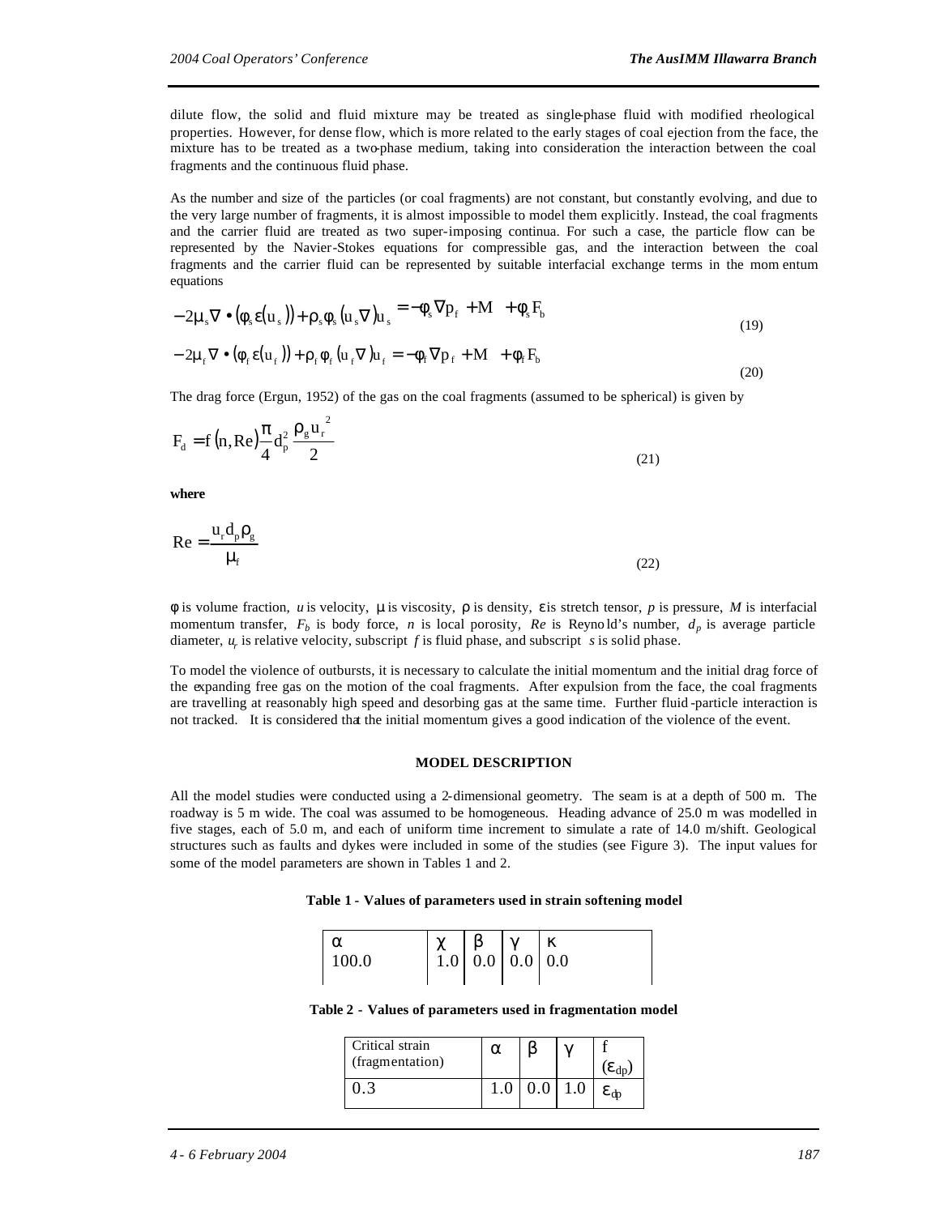dilute flow, the solid and fluid mixture may be treated as single-phase fluid with modified rheological properties. However, for dense flow, which is more related to the early stages of coal ejection from the face, the mixture has to be treated as a two-phase medium, taking into consideration the interaction between the coal fragments and the continuous fluid phase.

As the number and size of the particles (or coal fragments) are not constant, but constantly evolving, and due to the very large number of fragments, it is almost impossible to model them explicitly. Instead, the coal fragments and the carrier fluid are treated as two super-imposing continua. For such a case, the particle flow can be represented by the Navier-Stokes equations for compressible gas, and the interaction between the coal fragments and the carrier fluid can be represented by suitable interfacial exchange terms in the momentum equations

$$-2\mu_s \nabla \bullet (\phi_s \varepsilon(u_s)) + \rho_s \phi_s (u_s \nabla) u_s = -\phi_s \nabla p_f + M + \phi_s F_b \tag{19}$$

$$-2\mu_f \nabla \bullet (\phi_f \varepsilon(u_f)) + \rho_f \phi_f (u_f \nabla) u_f = -\phi_f \nabla p_f + M + \phi_f F_b \tag{20}$$

The drag force (Ergun, 1952) of the gas on the coal fragments (assumed to be spherical) is given by

$$F_d = f(n, \mathrm{Re}) \frac{\pi}{4} d_p^2 \frac{\rho_g u_r^{\,2}}{2} \tag{21}$$

**where**

$$\mathrm{Re} = \frac{u_r d_p \rho_g}{\mu_f} \tag{22}$$

$\phi$ is volume fraction, $u$ is velocity, $\mu$ is viscosity, $\rho$ is density, $\varepsilon$ is stretch tensor, $p$ is pressure, $M$ is interfacial momentum transfer, $F_b$ is body force, $n$ is local porosity, $Re$ is Reynold's number, $d_p$ is average particle diameter, $u_r$ is relative velocity, subscript $f$ is fluid phase, and subscript $s$ is solid phase.

To model the violence of outbursts, it is necessary to calculate the initial momentum and the initial drag force of the expanding free gas on the motion of the coal fragments. After expulsion from the face, the coal fragments are travelling at reasonably high speed and desorbing gas at the same time. Further fluid-particle interaction is not tracked. It is considered that the initial momentum gives a good indication of the violence of the event.

## MODEL DESCRIPTION

All the model studies were conducted using a 2-dimensional geometry. The seam is at a depth of 500 m. The roadway is 5 m wide. The coal was assumed to be homogeneous. Heading advance of 25.0 m was modelled in five stages, each of 5.0 m, and each of uniform time increment to simulate a rate of 14.0 m/shift. Geological structures such as faults and dykes were included in some of the studies (see Figure 3). The input values for some of the model parameters are shown in Tables 1 and 2.

**Table 1 - Values of parameters used in strain softening model**

| $\alpha$ | $\chi$ | $\beta$ | $\gamma$ | $\kappa$ |
|---|---|---|---|---|
| 100.0 | 1.0 | 0.0 | 0.0 | 0.0 |

**Table 2 - Values of parameters used in fragmentation model**

| Critical strain (fragmentation) | $\alpha$ | $\beta$ | $\gamma$ | f ($\varepsilon_{dp}$) |
|---|---|---|---|---|
| 0.3 | 1.0 | 0.0 | 1.0 | $\varepsilon_{dp}$ |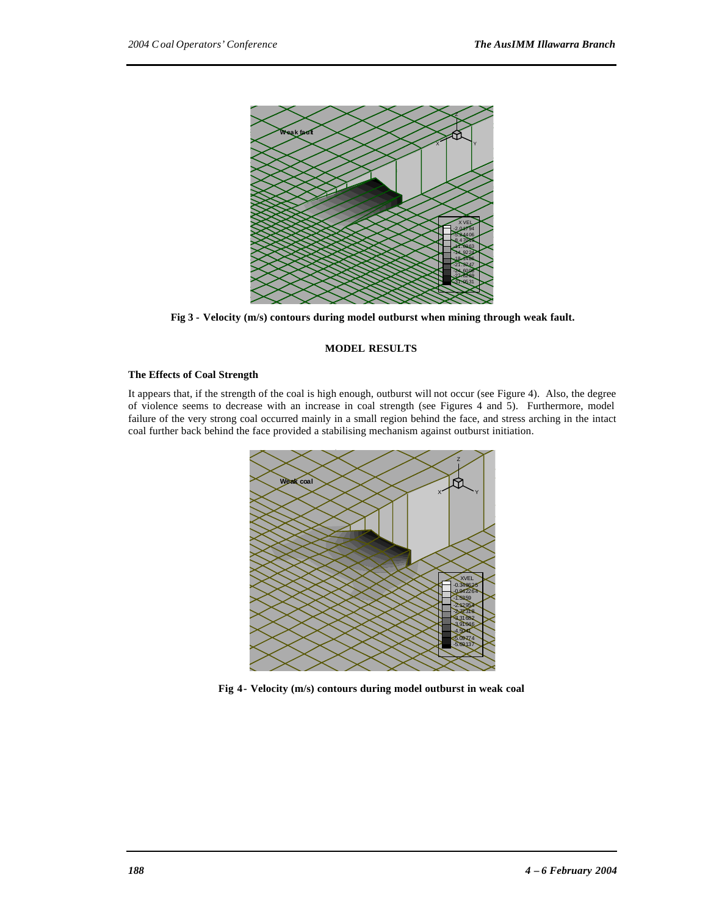Weak fault

Z

X

Y

X VEL
-2.01794
-5.24406
-8.47018
-11.6963
-14.9224
-18.1486
-21.3747
-24.6008
-27.8269
-31.0531

**Fig 3 - Velocity (m/s) contours during model outburst when mining through weak fault.**

## MODEL RESULTS

### The Effects of Coal Strength

It appears that, if the strength of the coal is high enough, outburst will not occur (see Figure 4). Also, the degree of violence seems to decrease with an increase in coal strength (see Figures 4 and 5). Furthermore, model failure of the very strong coal occurred mainly in a small region behind the face, and stress arching in the intact coal further back behind the face provided a stabilising mechanism against outburst initiation.

Weak coal

Z

X

Y

XVEL
-0.348625
-0.942264
-1.5359
-2.12954
-2.72318
-3.31682
-3.91046
-4.5041
-5.09774
-5.69137

**Fig 4 - Velocity (m/s) contours during model outburst in weak coal**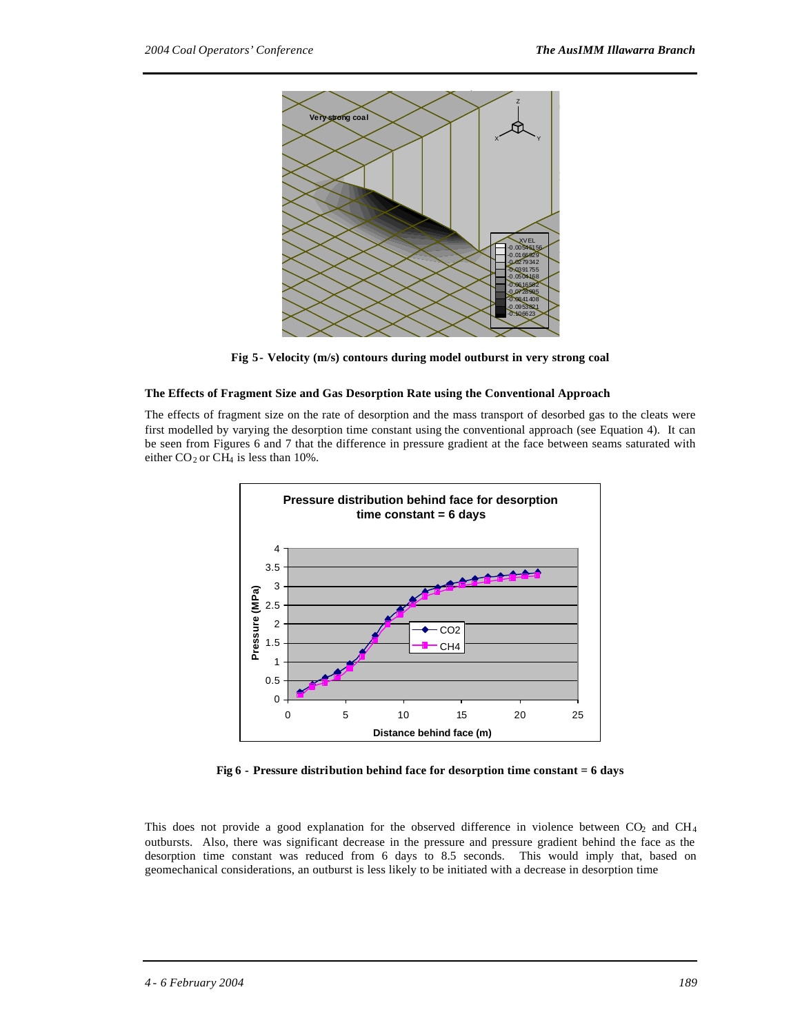Fig 5 - Velocity (m/s) contours during model outburst in very strong coal

### The Effects of Fragment Size and Gas Desorption Rate using the Conventional Approach

The effects of fragment size on the rate of desorption and the mass transport of desorbed gas to the cleats were first modelled by varying the desorption time constant using the conventional approach (see Equation 4). It can be seen from Figures 6 and 7 that the difference in pressure gradient at the face between seams saturated with either $CO_2$ or $CH_4$ is less than 10%.

Fig 6 - Pressure distribution behind face for desorption time constant = 6 days

This does not provide a good explanation for the observed difference in violence between $CO_2$ and $CH_4$ outbursts. Also, there was significant decrease in the pressure and pressure gradient behind the face as the desorption time constant was reduced from 6 days to 8.5 seconds. This would imply that, based on geomechanical considerations, an outburst is less likely to be initiated with a decrease in desorption time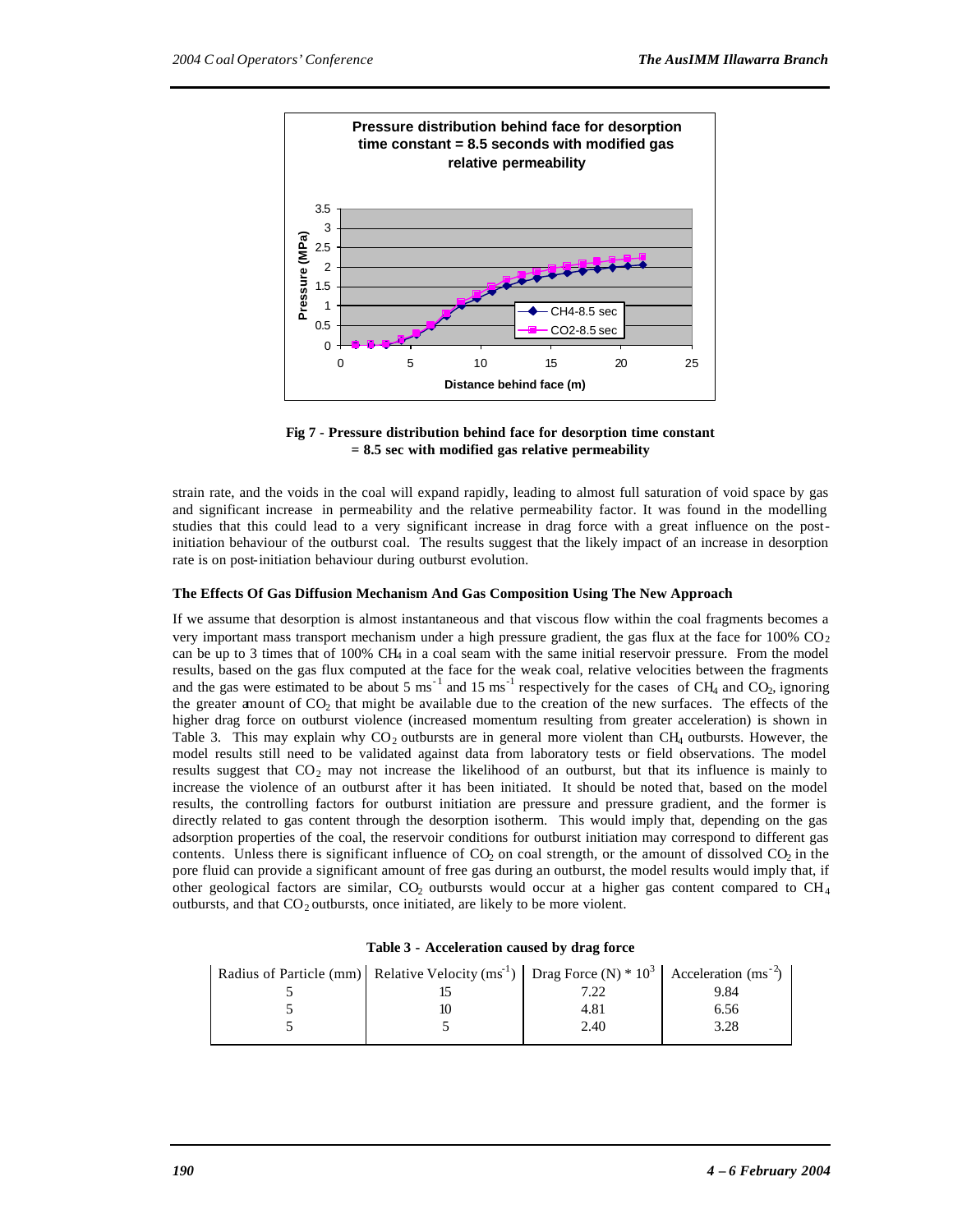Pressure distribution behind face for desorption time constant = 8.5 seconds with modified gas relative permeability

Pressure (MPa)

3.5
3
2.5
2
1.5
1
0.5
0

0 5 10 15 20 25

Distance behind face (m)

CH4-8.5 sec
CO2-8.5 sec

**Fig 7 - Pressure distribution behind face for desorption time constant = 8.5 sec with modified gas relative permeability**

strain rate, and the voids in the coal will expand rapidly, leading to almost full saturation of void space by gas and significant increase in permeability and the relative permeability factor. It was found in the modelling studies that this could lead to a very significant increase in drag force with a great influence on the post-initiation behaviour of the outburst coal. The results suggest that the likely impact of an increase in desorption rate is on post-initiation behaviour during outburst evolution.

### The Effects Of Gas Diffusion Mechanism And Gas Composition Using The New Approach

If we assume that desorption is almost instantaneous and that viscous flow within the coal fragments becomes a very important mass transport mechanism under a high pressure gradient, the gas flux at the face for 100% $CO_2$ can be up to 3 times that of 100% $CH_4$ in a coal seam with the same initial reservoir pressure. From the model results, based on the gas flux computed at the face for the weak coal, relative velocities between the fragments and the gas were estimated to be about 5 $ms^{-1}$ and 15 $ms^{-1}$ respectively for the cases of $CH_4$ and $CO_2$, ignoring the greater amount of $CO_2$ that might be available due to the creation of the new surfaces. The effects of the higher drag force on outburst violence (increased momentum resulting from greater acceleration) is shown in Table 3. This may explain why $CO_2$ outbursts are in general more violent than $CH_4$ outbursts. However, the model results still need to be validated against data from laboratory tests or field observations. The model results suggest that $CO_2$ may not increase the likelihood of an outburst, but that its influence is mainly to increase the violence of an outburst after it has been initiated. It should be noted that, based on the model results, the controlling factors for outburst initiation are pressure and pressure gradient, and the former is directly related to gas content through the desorption isotherm. This would imply that, depending on the gas adsorption properties of the coal, the reservoir conditions for outburst initiation may correspond to different gas contents. Unless there is significant influence of $CO_2$ on coal strength, or the amount of dissolved $CO_2$ in the pore fluid can provide a significant amount of free gas during an outburst, the model results would imply that, if other geological factors are similar, $CO_2$ outbursts would occur at a higher gas content compared to $CH_4$ outbursts, and that $CO_2$ outbursts, once initiated, are likely to be more violent.

**Table 3 - Acceleration caused by drag force**

| Radius of Particle (mm) | Relative Velocity ($ms^{-1}$) | Drag Force (N) * $10^3$ | Acceleration ($ms^{-2}$) |
|---|---|---|---|
| 5 | 15 | 7.22 | 9.84 |
| 5 | 10 | 4.81 | 6.56 |
| 5 | 5 | 2.40 | 3.28 |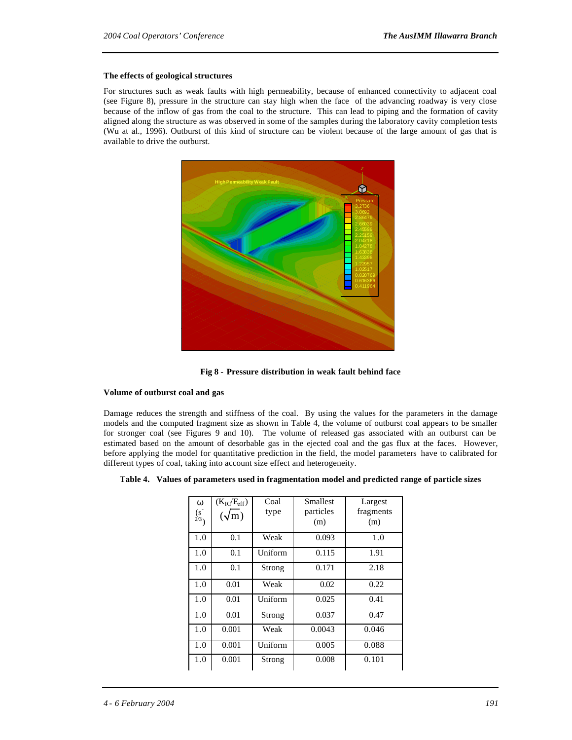### The effects of geological structures

For structures such as weak faults with high permeability, because of enhanced connectivity to adjacent coal (see Figure 8), pressure in the structure can stay high when the face of the advancing roadway is very close because of the inflow of gas from the coal to the structure. This can lead to piping and the formation of cavity aligned along the structure as was observed in some of the samples during the laboratory cavity completion tests (Wu at al., 1996). Outburst of this kind of structure can be violent because of the large amount of gas that is available to drive the outburst.

High Permeability Weak Fault

Pressure
3.2736
3.0692
2.86479
2.66039
2.45599
2.25159
2.04718
1.84278
1.63838
1.43398
1.22957
1.02517
0.820769
0.616366
0.411964

**Fig 8 - Pressure distribution in weak fault behind face**

### Volume of outburst coal and gas

Damage reduces the strength and stiffness of the coal. By using the values for the parameters in the damage models and the computed fragment size as shown in Table 4, the volume of outburst coal appears to be smaller for stronger coal (see Figures 9 and 10). The volume of released gas associated with an outburst can be estimated based on the amount of desorbable gas in the ejected coal and the gas flux at the faces. However, before applying the model for quantitative prediction in the field, the model parameters have to calibrated for different types of coal, taking into account size effect and heterogeneity.

**Table 4. Values of parameters used in fragmentation model and predicted range of particle sizes**

| $\omega$ ($s^{-2/3}$) | $(K_{IC}/E_{eff})$ $(\sqrt{m})$ | Coal type | Smallest particles (m) | Largest fragments (m) |
|---|---|---|---|---|
| 1.0 | 0.1 | Weak | 0.093 | 1.0 |
| 1.0 | 0.1 | Uniform | 0.115 | 1.91 |
| 1.0 | 0.1 | Strong | 0.171 | 2.18 |
| 1.0 | 0.01 | Weak | 0.02 | 0.22 |
| 1.0 | 0.01 | Uniform | 0.025 | 0.41 |
| 1.0 | 0.01 | Strong | 0.037 | 0.47 |
| 1.0 | 0.001 | Weak | 0.0043 | 0.046 |
| 1.0 | 0.001 | Uniform | 0.005 | 0.088 |
| 1.0 | 0.001 | Strong | 0.008 | 0.101 |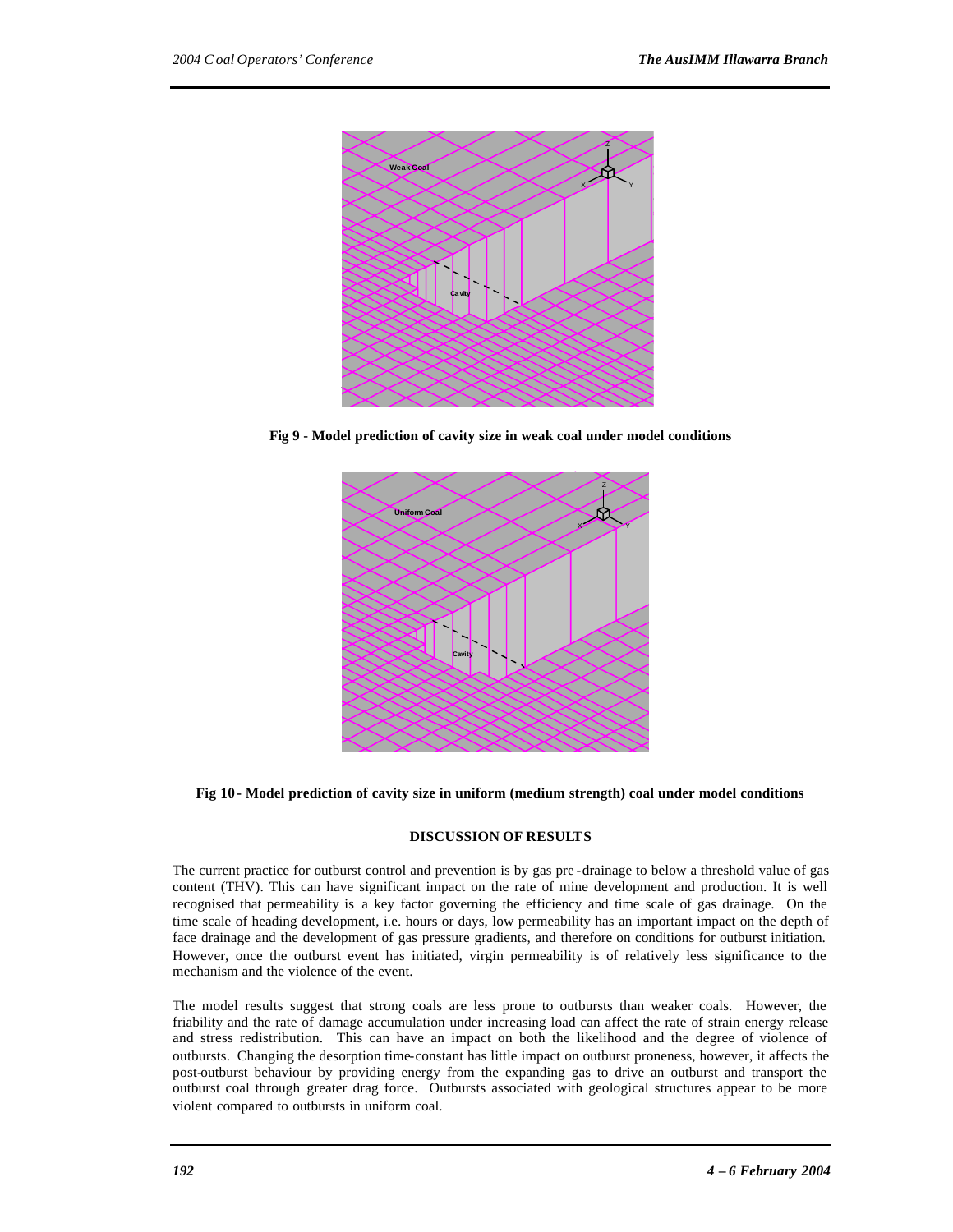Weak Coal

Cavity

Fig 9 - Model prediction of cavity size in weak coal under model conditions

Unifom Coal

Cavity

Fig 10 - Model prediction of cavity size in uniform (medium strength) coal under model conditions

## DISCUSSION OF RESULTS

The current practice for outburst control and prevention is by gas pre-drainage to below a threshold value of gas content (THV). This can have significant impact on the rate of mine development and production. It is well recognised that permeability is a key factor governing the efficiency and time scale of gas drainage. On the time scale of heading development, i.e. hours or days, low permeability has an important impact on the depth of face drainage and the development of gas pressure gradients, and therefore on conditions for outburst initiation. However, once the outburst event has initiated, virgin permeability is of relatively less significance to the mechanism and the violence of the event.

The model results suggest that strong coals are less prone to outbursts than weaker coals. However, the friability and the rate of damage accumulation under increasing load can affect the rate of strain energy release and stress redistribution. This can have an impact on both the likelihood and the degree of violence of outbursts. Changing the desorption time-constant has little impact on outburst proneness, however, it affects the post-outburst behaviour by providing energy from the expanding gas to drive an outburst and transport the outburst coal through greater drag force. Outbursts associated with geological structures appear to be more violent compared to outbursts in uniform coal.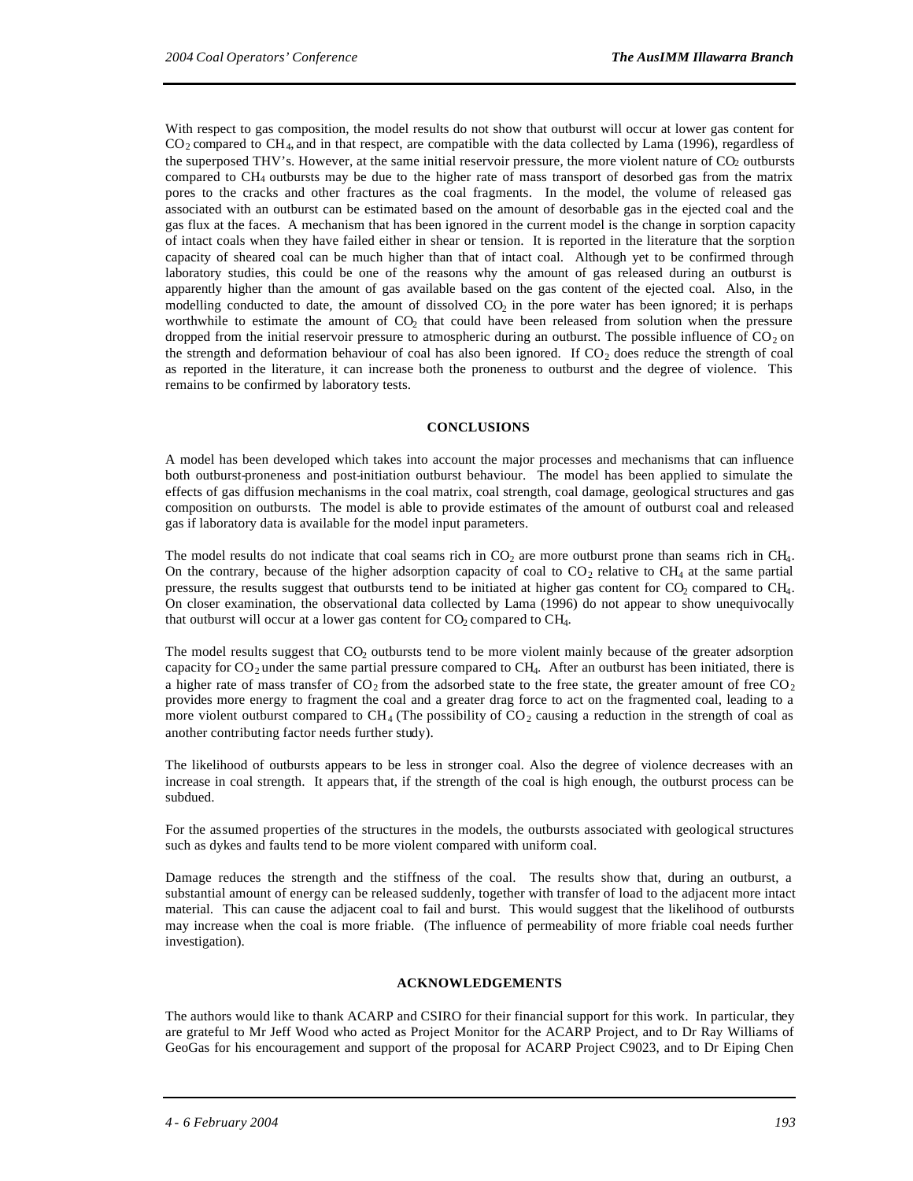With respect to gas composition, the model results do not show that outburst will occur at lower gas content for $CO_2$ compared to $CH_4$, and in that respect, are compatible with the data collected by Lama (1996), regardless of the superposed THV's. However, at the same initial reservoir pressure, the more violent nature of $CO_2$ outbursts compared to $CH_4$ outbursts may be due to the higher rate of mass transport of desorbed gas from the matrix pores to the cracks and other fractures as the coal fragments. In the model, the volume of released gas associated with an outburst can be estimated based on the amount of desorbable gas in the ejected coal and the gas flux at the faces. A mechanism that has been ignored in the current model is the change in sorption capacity of intact coals when they have failed either in shear or tension. It is reported in the literature that the sorption capacity of sheared coal can be much higher than that of intact coal. Although yet to be confirmed through laboratory studies, this could be one of the reasons why the amount of gas released during an outburst is apparently higher than the amount of gas available based on the gas content of the ejected coal. Also, in the modelling conducted to date, the amount of dissolved $CO_2$ in the pore water has been ignored; it is perhaps worthwhile to estimate the amount of $CO_2$ that could have been released from solution when the pressure dropped from the initial reservoir pressure to atmospheric during an outburst. The possible influence of $CO_2$ on the strength and deformation behaviour of coal has also been ignored. If $CO_2$ does reduce the strength of coal as reported in the literature, it can increase both the proneness to outburst and the degree of violence. This remains to be confirmed by laboratory tests.

## CONCLUSIONS

A model has been developed which takes into account the major processes and mechanisms that can influence both outburst-proneness and post-initiation outburst behaviour. The model has been applied to simulate the effects of gas diffusion mechanisms in the coal matrix, coal strength, coal damage, geological structures and gas composition on outbursts. The model is able to provide estimates of the amount of outburst coal and released gas if laboratory data is available for the model input parameters.

The model results do not indicate that coal seams rich in $CO_2$ are more outburst prone than seams rich in $CH_4$. On the contrary, because of the higher adsorption capacity of coal to $CO_2$ relative to $CH_4$ at the same partial pressure, the results suggest that outbursts tend to be initiated at higher gas content for $CO_2$ compared to $CH_4$. On closer examination, the observational data collected by Lama (1996) do not appear to show unequivocally that outburst will occur at a lower gas content for $CO_2$ compared to $CH_4$.

The model results suggest that $CO_2$ outbursts tend to be more violent mainly because of the greater adsorption capacity for $CO_2$ under the same partial pressure compared to $CH_4$. After an outburst has been initiated, there is a higher rate of mass transfer of $CO_2$ from the adsorbed state to the free state, the greater amount of free $CO_2$ provides more energy to fragment the coal and a greater drag force to act on the fragmented coal, leading to a more violent outburst compared to $CH_4$ (The possibility of $CO_2$ causing a reduction in the strength of coal as another contributing factor needs further study).

The likelihood of outbursts appears to be less in stronger coal. Also the degree of violence decreases with an increase in coal strength. It appears that, if the strength of the coal is high enough, the outburst process can be subdued.

For the assumed properties of the structures in the models, the outbursts associated with geological structures such as dykes and faults tend to be more violent compared with uniform coal.

Damage reduces the strength and the stiffness of the coal. The results show that, during an outburst, a substantial amount of energy can be released suddenly, together with transfer of load to the adjacent more intact material. This can cause the adjacent coal to fail and burst. This would suggest that the likelihood of outbursts may increase when the coal is more friable. (The influence of permeability of more friable coal needs further investigation).

## ACKNOWLEDGEMENTS

The authors would like to thank ACARP and CSIRO for their financial support for this work. In particular, they are grateful to Mr Jeff Wood who acted as Project Monitor for the ACARP Project, and to Dr Ray Williams of GeoGas for his encouragement and support of the proposal for ACARP Project C9023, and to Dr Eiping Chen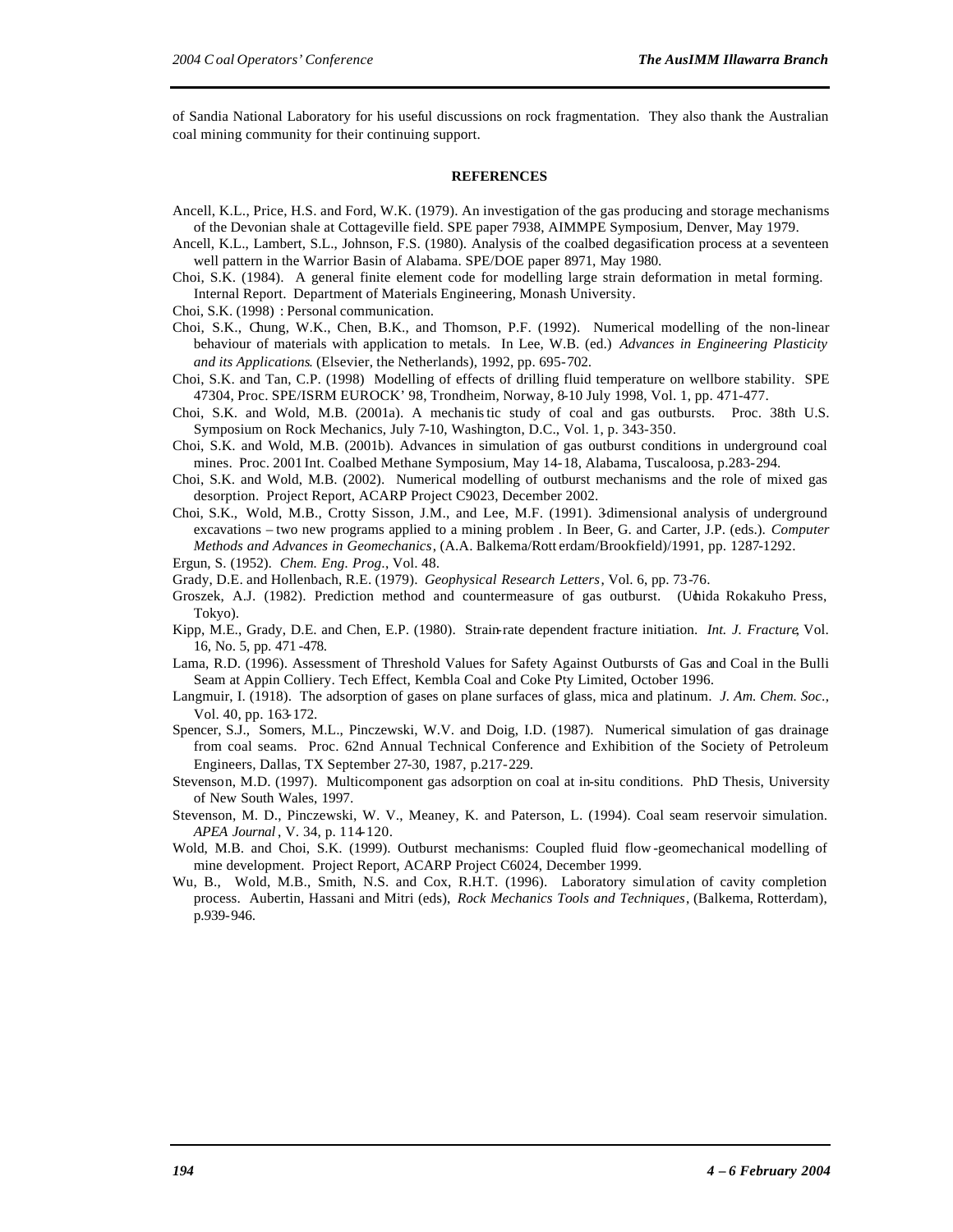of Sandia National Laboratory for his useful discussions on rock fragmentation. They also thank the Australian coal mining community for their continuing support.

## REFERENCES

Ancell, K.L., Price, H.S. and Ford, W.K. (1979). An investigation of the gas producing and storage mechanisms of the Devonian shale at Cottageville field. SPE paper 7938, AIMMPE Symposium, Denver, May 1979.

Ancell, K.L., Lambert, S.L., Johnson, F.S. (1980). Analysis of the coalbed degasification process at a seventeen well pattern in the Warrior Basin of Alabama. SPE/DOE paper 8971, May 1980.

Choi, S.K. (1984). A general finite element code for modelling large strain deformation in metal forming. Internal Report. Department of Materials Engineering, Monash University.

Choi, S.K. (1998) : Personal communication.

Choi, S.K., Chung, W.K., Chen, B.K., and Thomson, P.F. (1992). Numerical modelling of the non-linear behaviour of materials with application to metals. In Lee, W.B. (ed.) *Advances in Engineering Plasticity and its Applications*. (Elsevier, the Netherlands), 1992, pp. 695-702.

Choi, S.K. and Tan, C.P. (1998) Modelling of effects of drilling fluid temperature on wellbore stability. SPE 47304, Proc. SPE/ISRM EUROCK' 98, Trondheim, Norway, 8-10 July 1998, Vol. 1, pp. 471-477.

Choi, S.K. and Wold, M.B. (2001a). A mechanistic study of coal and gas outbursts. Proc. 38th U.S. Symposium on Rock Mechanics, July 7-10, Washington, D.C., Vol. 1, p. 343-350.

Choi, S.K. and Wold, M.B. (2001b). Advances in simulation of gas outburst conditions in underground coal mines. Proc. 2001 Int. Coalbed Methane Symposium, May 14-18, Alabama, Tuscaloosa, p.283-294.

Choi, S.K. and Wold, M.B. (2002). Numerical modelling of outburst mechanisms and the role of mixed gas desorption. Project Report, ACARP Project C9023, December 2002.

Choi, S.K., Wold, M.B., Crotty Sisson, J.M., and Lee, M.F. (1991). 3-dimensional analysis of underground excavations – two new programs applied to a mining problem . In Beer, G. and Carter, J.P. (eds.). *Computer Methods and Advances in Geomechanics*, (A.A. Balkema/Rotterdam/Brookfield)/1991, pp. 1287-1292.

Ergun, S. (1952). *Chem. Eng. Prog.*, Vol. 48.

Grady, D.E. and Hollenbach, R.E. (1979). *Geophysical Research Letters*, Vol. 6, pp. 73-76.

Groszek, A.J. (1982). Prediction method and countermeasure of gas outburst. (Uchida Rokakuho Press, Tokyo).

Kipp, M.E., Grady, D.E. and Chen, E.P. (1980). Strain-rate dependent fracture initiation. *Int. J. Fracture*, Vol. 16, No. 5, pp. 471-478.

Lama, R.D. (1996). Assessment of Threshold Values for Safety Against Outbursts of Gas and Coal in the Bulli Seam at Appin Colliery. Tech Effect, Kembla Coal and Coke Pty Limited, October 1996.

Langmuir, I. (1918). The adsorption of gases on plane surfaces of glass, mica and platinum. *J. Am. Chem. Soc.*, Vol. 40, pp. 163-172.

Spencer, S.J., Somers, M.L., Pinczewski, W.V. and Doig, I.D. (1987). Numerical simulation of gas drainage from coal seams. Proc. 62nd Annual Technical Conference and Exhibition of the Society of Petroleum Engineers, Dallas, TX September 27-30, 1987, p.217-229.

Stevenson, M.D. (1997). Multicomponent gas adsorption on coal at in-situ conditions. PhD Thesis, University of New South Wales, 1997.

Stevenson, M. D., Pinczewski, W. V., Meaney, K. and Paterson, L. (1994). Coal seam reservoir simulation. *APEA Journal*, V. 34, p. 114-120.

Wold, M.B. and Choi, S.K. (1999). Outburst mechanisms: Coupled fluid flow-geomechanical modelling of mine development. Project Report, ACARP Project C6024, December 1999.

Wu, B., Wold, M.B., Smith, N.S. and Cox, R.H.T. (1996). Laboratory simulation of cavity completion process. Aubertin, Hassani and Mitri (eds), *Rock Mechanics Tools and Techniques*, (Balkema, Rotterdam), p.939-946.